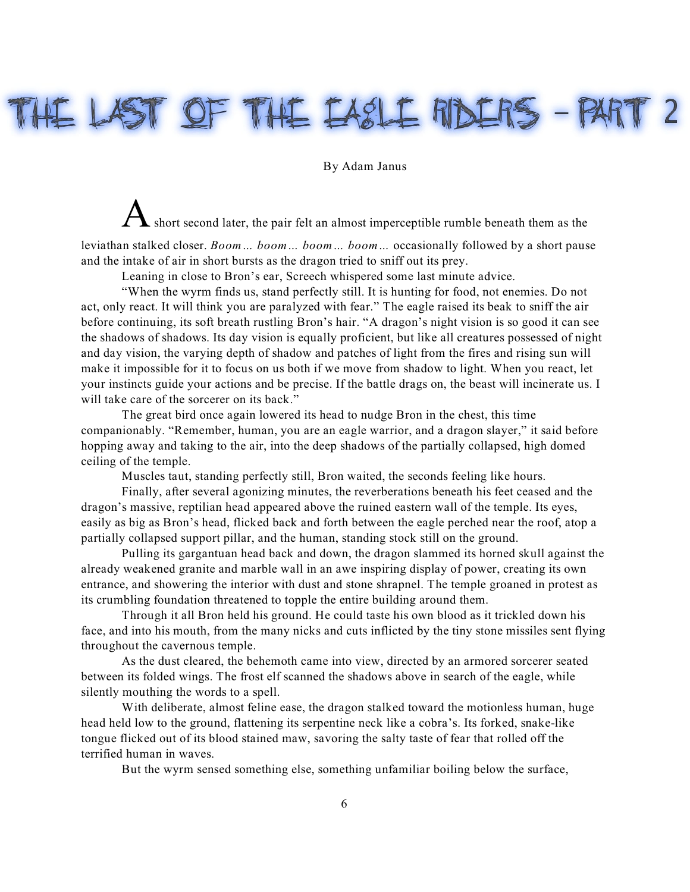# THE LAST OF THE EAGLE RIDERS – PART 2

By Adam Janus

A short second later, the pair felt an almost imperceptible rumble beneath them as the leviathan stalked closer. *Boom… boom… boom… boom…* occasionally followed by a short pause and the intake of air in short bursts as the dragon tried to sniff out its prey.

Leaning in close to Bron's ear, Screech whispered some last minute advice.

"When the wyrm finds us, stand perfectly still. It is hunting for food, not enemies. Do not act, only react. It will think you are paralyzed with fear." The eagle raised its beak to sniff the air before continuing, its soft breath rustling Bron's hair. "A dragon's night vision is so good it can see the shadows of shadows. Its day vision is equally proficient, but like all creatures possessed of night and day vision, the varying depth of shadow and patches of light from the fires and rising sun will make it impossible for it to focus on us both if we move from shadow to light. When you react, let your instincts guide your actions and be precise. If the battle drags on, the beast will incinerate us. I will take care of the sorcerer on its back."

The great bird once again lowered its head to nudge Bron in the chest, this time companionably. "Remember, human, you are an eagle warrior, and a dragon slayer," it said before hopping away and taking to the air, into the deep shadows of the partially collapsed, high domed ceiling of the temple.

Muscles taut, standing perfectly still, Bron waited, the seconds feeling like hours.

Finally, after several agonizing minutes, the reverberations beneath his feet ceased and the dragon's massive, reptilian head appeared above the ruined eastern wall of the temple. Its eyes, easily as big as Bron's head, flicked back and forth between the eagle perched near the roof, atop a partially collapsed support pillar, and the human, standing stock still on the ground.

Pulling its gargantuan head back and down, the dragon slammed its horned skull against the already weakened granite and marble wall in an awe inspiring display of power, creating its own entrance, and showering the interior with dust and stone shrapnel. The temple groaned in protest as its crumbling foundation threatened to topple the entire building around them.

Through it all Bron held his ground. He could taste his own blood as it trickled down his face, and into his mouth, from the many nicks and cuts inflicted by the tiny stone missiles sent flying throughout the cavernous temple.

As the dust cleared, the behemoth came into view, directed by an armored sorcerer seated between its folded wings. The frost elf scanned the shadows above in search of the eagle, while silently mouthing the words to a spell.

With deliberate, almost feline ease, the dragon stalked toward the motionless human, huge head held low to the ground, flattening its serpentine neck like a cobra's. Its forked, snake-like tongue flicked out of its blood stained maw, savoring the salty taste of fear that rolled off the terrified human in waves.

But the wyrm sensed something else, something unfamiliar boiling below the surface,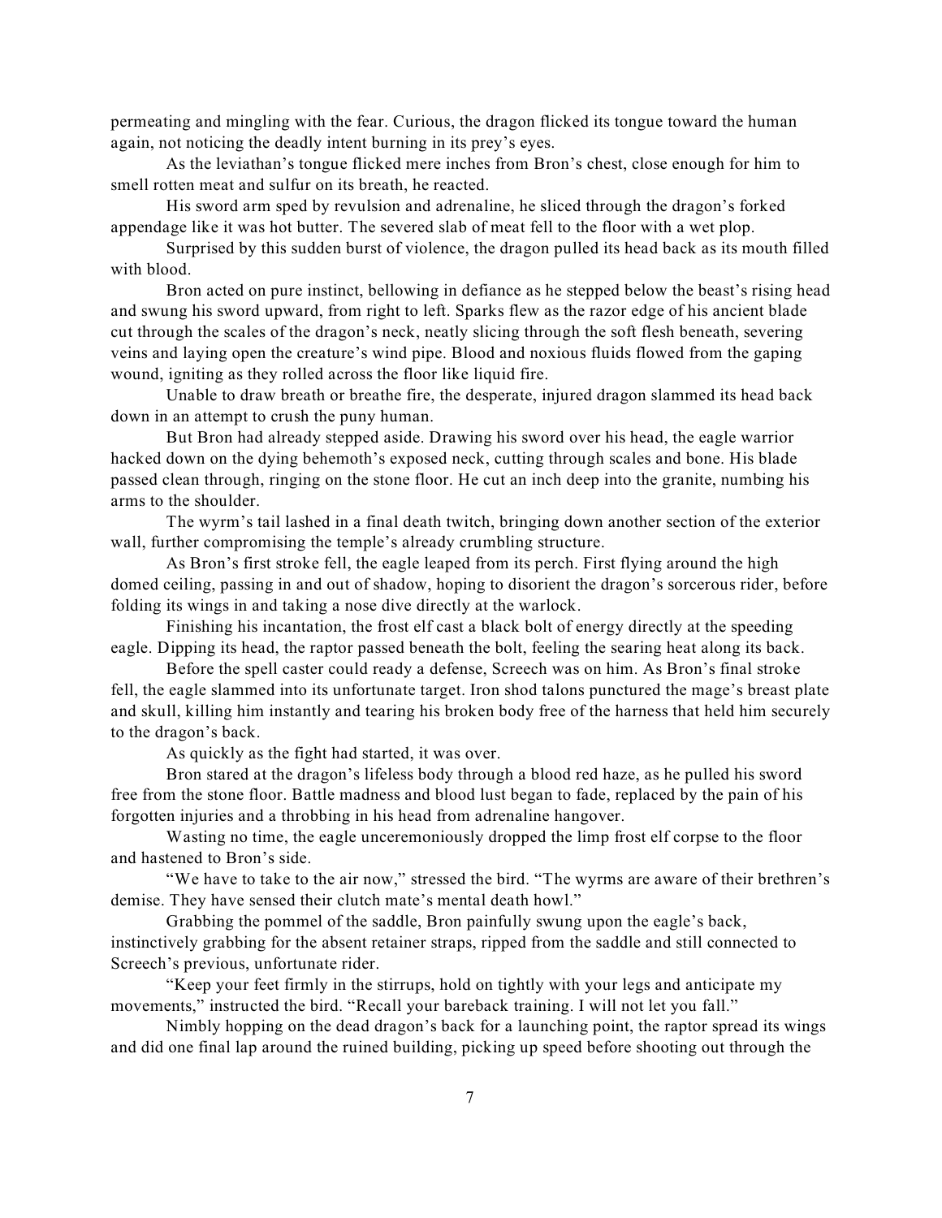permeating and mingling with the fear. Curious, the dragon flicked its tongue toward the human again, not noticing the deadly intent burning in its prey's eyes.

As the leviathan's tongue flicked mere inches from Bron's chest, close enough for him to smell rotten meat and sulfur on its breath, he reacted.

His sword arm sped by revulsion and adrenaline, he sliced through the dragon's forked appendage like it was hot butter. The severed slab of meat fell to the floor with a wet plop.

Surprised by this sudden burst of violence, the dragon pulled its head back as its mouth filled with blood.

Bron acted on pure instinct, bellowing in defiance as he stepped below the beast's rising head and swung his sword upward, from right to left. Sparks flew as the razor edge of his ancient blade cut through the scales of the dragon's neck, neatly slicing through the soft flesh beneath, severing veins and laying open the creature's wind pipe. Blood and noxious fluids flowed from the gaping wound, igniting as they rolled across the floor like liquid fire.

Unable to draw breath or breathe fire, the desperate, injured dragon slammed its head back down in an attempt to crush the puny human.

But Bron had already stepped aside. Drawing his sword over his head, the eagle warrior hacked down on the dying behemoth's exposed neck, cutting through scales and bone. His blade passed clean through, ringing on the stone floor. He cut an inch deep into the granite, numbing his arms to the shoulder.

The wyrm's tail lashed in a final death twitch, bringing down another section of the exterior wall, further compromising the temple's already crumbling structure.

As Bron's first stroke fell, the eagle leaped from its perch. First flying around the high domed ceiling, passing in and out of shadow, hoping to disorient the dragon's sorcerous rider, before folding its wings in and taking a nose dive directly at the warlock.

Finishing his incantation, the frost elf cast a black bolt of energy directly at the speeding eagle. Dipping its head, the raptor passed beneath the bolt, feeling the searing heat along its back.

Before the spell caster could ready a defense, Screech was on him. As Bron's final stroke fell, the eagle slammed into its unfortunate target. Iron shod talons punctured the mage's breast plate and skull, killing him instantly and tearing his broken body free of the harness that held him securely to the dragon's back.

As quickly as the fight had started, it was over.

Bron stared at the dragon's lifeless body through a blood red haze, as he pulled his sword free from the stone floor. Battle madness and blood lust began to fade, replaced by the pain of his forgotten injuries and a throbbing in his head from adrenaline hangover.

Wasting no time, the eagle unceremoniously dropped the limp frost elf corpse to the floor and hastened to Bron's side.

"We have to take to the air now," stressed the bird. "The wyrms are aware of their brethren's demise. They have sensed their clutch mate's mental death howl."

Grabbing the pommel of the saddle, Bron painfully swung upon the eagle's back, instinctively grabbing for the absent retainer straps, ripped from the saddle and still connected to Screech's previous, unfortunate rider.

"Keep your feet firmly in the stirrups, hold on tightly with your legs and anticipate my movements," instructed the bird. "Recall your bareback training. I will not let you fall."

Nimbly hopping on the dead dragon's back for a launching point, the raptor spread its wings and did one final lap around the ruined building, picking up speed before shooting out through the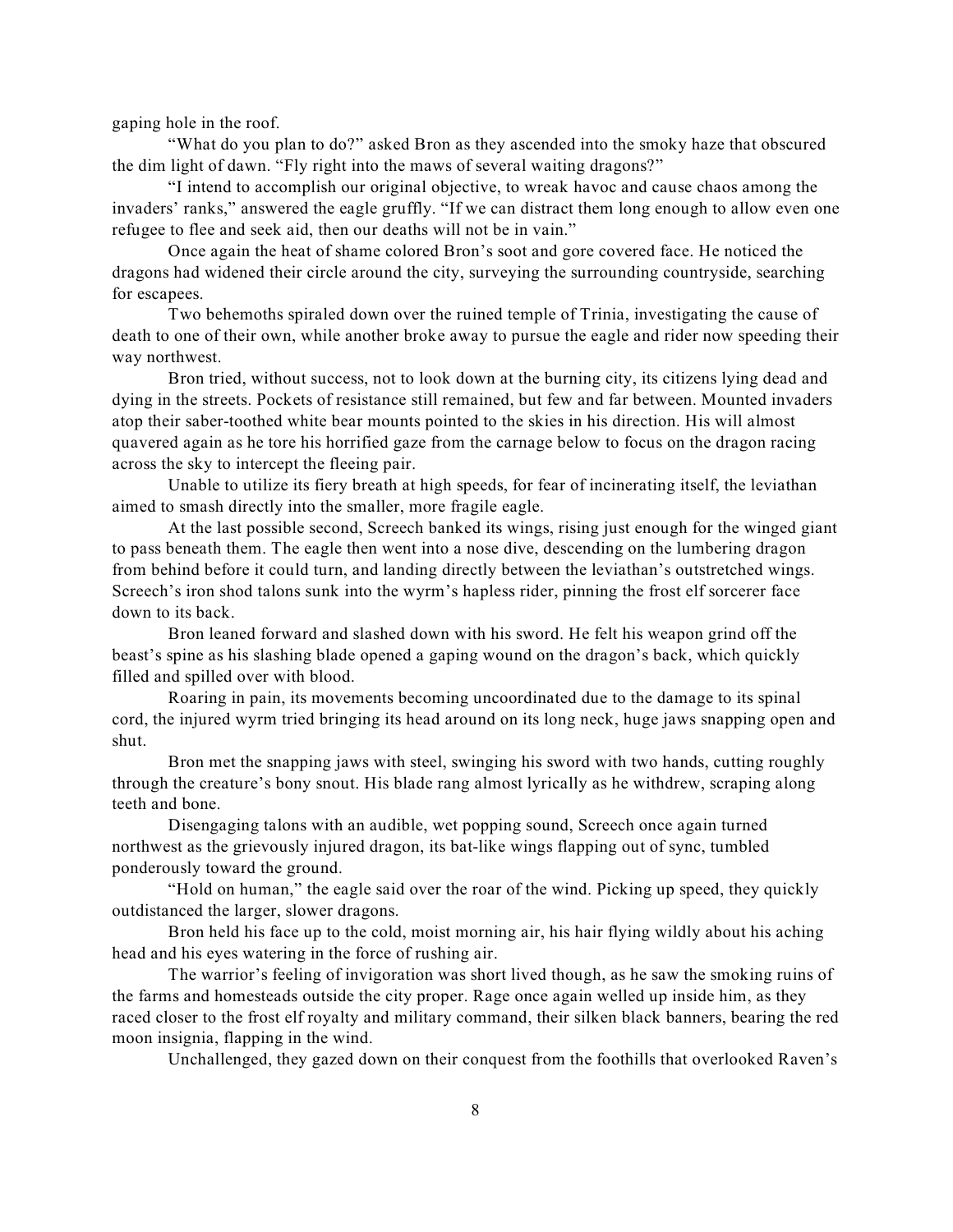gaping hole in the roof.

"What do you plan to do?" asked Bron as they ascended into the smoky haze that obscured the dim light of dawn. "Fly right into the maws of several waiting dragons?"

"I intend to accomplish our original objective, to wreak havoc and cause chaos among the invaders' ranks," answered the eagle gruffly. "If we can distract them long enough to allow even one refugee to flee and seek aid, then our deaths will not be in vain."

Once again the heat of shame colored Bron's soot and gore covered face. He noticed the dragons had widened their circle around the city, surveying the surrounding countryside, searching for escapees.

Two behemoths spiraled down over the ruined temple of Trinia, investigating the cause of death to one of their own, while another broke away to pursue the eagle and rider now speeding their way northwest.

Bron tried, without success, not to look down at the burning city, its citizens lying dead and dying in the streets. Pockets of resistance still remained, but few and far between. Mounted invaders atop their saber-toothed white bear mounts pointed to the skies in his direction. His will almost quavered again as he tore his horrified gaze from the carnage below to focus on the dragon racing across the sky to intercept the fleeing pair.

Unable to utilize its fiery breath at high speeds, for fear of incinerating itself, the leviathan aimed to smash directly into the smaller, more fragile eagle.

At the last possible second, Screech banked its wings, rising just enough for the winged giant to pass beneath them. The eagle then went into a nose dive, descending on the lumbering dragon from behind before it could turn, and landing directly between the leviathan's outstretched wings. Screech's iron shod talons sunk into the wyrm's hapless rider, pinning the frost elf sorcerer face down to its back.

Bron leaned forward and slashed down with his sword. He felt his weapon grind off the beast's spine as his slashing blade opened a gaping wound on the dragon's back, which quickly filled and spilled over with blood.

Roaring in pain, its movements becoming uncoordinated due to the damage to its spinal cord, the injured wyrm tried bringing its head around on its long neck, huge jaws snapping open and shut.

Bron met the snapping jaws with steel, swinging his sword with two hands, cutting roughly through the creature's bony snout. His blade rang almost lyrically as he withdrew, scraping along teeth and bone.

Disengaging talons with an audible, wet popping sound, Screech once again turned northwest as the grievously injured dragon, its bat-like wings flapping out of sync, tumbled ponderously toward the ground.

"Hold on human," the eagle said over the roar of the wind. Picking up speed, they quickly outdistanced the larger, slower dragons.

Bron held his face up to the cold, moist morning air, his hair flying wildly about his aching head and his eyes watering in the force of rushing air.

The warrior's feeling of invigoration was short lived though, as he saw the smoking ruins of the farms and homesteads outside the city proper. Rage once again welled up inside him, as they raced closer to the frost elf royalty and military command, their silken black banners, bearing the red moon insignia, flapping in the wind.

Unchallenged, they gazed down on their conquest from the foothills that overlooked Raven's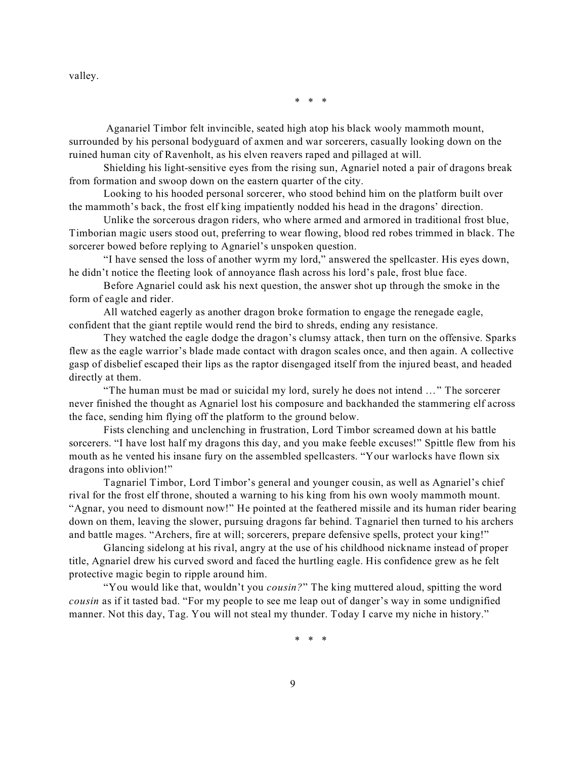valley.

\* \* \*

Aganariel Timbor felt invincible, seated high atop his black wooly mammoth mount, surrounded by his personal bodyguard of axmen and war sorcerers, casually looking down on the ruined human city of Ravenholt, as his elven reavers raped and pillaged at will.

Shielding his light-sensitive eyes from the rising sun, Agnariel noted a pair of dragons break from formation and swoop down on the eastern quarter of the city.

Looking to his hooded personal sorcerer, who stood behind him on the platform built over the mammoth's back, the frost elf king impatiently nodded his head in the dragons' direction.

Unlike the sorcerous dragon riders, who where armed and armored in traditional frost blue, Timborian magic users stood out, preferring to wear flowing, blood red robes trimmed in black. The sorcerer bowed before replying to Agnariel's unspoken question.

"I have sensed the loss of another wyrm my lord," answered the spellcaster. His eyes down, he didn't notice the fleeting look of annoyance flash across his lord's pale, frost blue face.

Before Agnariel could ask his next question, the answer shot up through the smoke in the form of eagle and rider.

All watched eagerly as another dragon broke formation to engage the renegade eagle, confident that the giant reptile would rend the bird to shreds, ending any resistance.

They watched the eagle dodge the dragon's clumsy attack, then turn on the offensive. Sparks flew as the eagle warrior's blade made contact with dragon scales once, and then again. A collective gasp of disbelief escaped their lips as the raptor disengaged itself from the injured beast, and headed directly at them.

"The human must be mad or suicidal my lord, surely he does not intend …" The sorcerer never finished the thought as Agnariel lost his composure and backhanded the stammering elf across the face, sending him flying off the platform to the ground below.

Fists clenching and unclenching in frustration, Lord Timbor screamed down at his battle sorcerers. "I have lost half my dragons this day, and you make feeble excuses!" Spittle flew from his mouth as he vented his insane fury on the assembled spellcasters. "Your warlocks have flown six dragons into oblivion!"

Tagnariel Timbor, Lord Timbor's general and younger cousin, as well as Agnariel's chief rival for the frost elf throne, shouted a warning to his king from his own wooly mammoth mount. "Agnar, you need to dismount now!" He pointed at the feathered missile and its human rider bearing down on them, leaving the slower, pursuing dragons far behind. Tagnariel then turned to his archers and battle mages. "Archers, fire at will; sorcerers, prepare defensive spells, protect your king!"

Glancing sidelong at his rival, angry at the use of his childhood nickname instead of proper title, Agnariel drew his curved sword and faced the hurtling eagle. His confidence grew as he felt protective magic begin to ripple around him.

"You would like that, wouldn't you *cousin?*" The king muttered aloud, spitting the word *cousin* as if it tasted bad. "For my people to see me leap out of danger's way in some undignified manner. Not this day, Tag. You will not steal my thunder. Today I carve my niche in history."

\* \* \*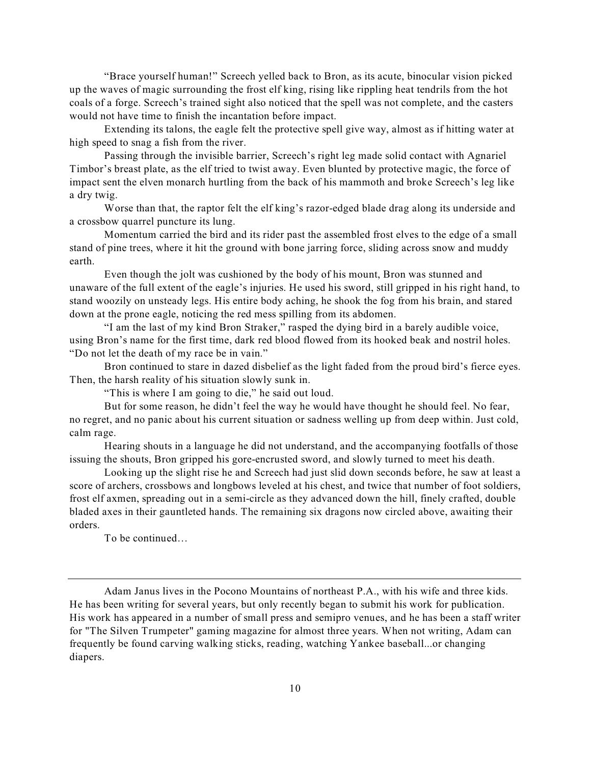"Brace yourself human!" Screech yelled back to Bron, as its acute, binocular vision picked up the waves of magic surrounding the frost elf king, rising like rippling heat tendrils from the hot coals of a forge. Screech's trained sight also noticed that the spell was not complete, and the casters would not have time to finish the incantation before impact.

Extending its talons, the eagle felt the protective spell give way, almost as if hitting water at high speed to snag a fish from the river.

Passing through the invisible barrier, Screech's right leg made solid contact with Agnariel Timbor's breast plate, as the elf tried to twist away. Even blunted by protective magic, the force of impact sent the elven monarch hurtling from the back of his mammoth and broke Screech's leg like a dry twig.

Worse than that, the raptor felt the elf king's razor-edged blade drag along its underside and a crossbow quarrel puncture its lung.

Momentum carried the bird and its rider past the assembled frost elves to the edge of a small stand of pine trees, where it hit the ground with bone jarring force, sliding across snow and muddy earth.

Even though the jolt was cushioned by the body of his mount, Bron was stunned and unaware of the full extent of the eagle's injuries. He used his sword, still gripped in his right hand, to stand woozily on unsteady legs. His entire body aching, he shook the fog from his brain, and stared down at the prone eagle, noticing the red mess spilling from its abdomen.

"I am the last of my kind Bron Straker," rasped the dying bird in a barely audible voice, using Bron's name for the first time, dark red blood flowed from its hooked beak and nostril holes. "Do not let the death of my race be in vain."

Bron continued to stare in dazed disbelief as the light faded from the proud bird's fierce eyes. Then, the harsh reality of his situation slowly sunk in.

"This is where I am going to die," he said out loud.

But for some reason, he didn't feel the way he would have thought he should feel. No fear, no regret, and no panic about his current situation or sadness welling up from deep within. Just cold, calm rage.

Hearing shouts in a language he did not understand, and the accompanying footfalls of those issuing the shouts, Bron gripped his gore-encrusted sword, and slowly turned to meet his death.

Looking up the slight rise he and Screech had just slid down seconds before, he saw at least a score of archers, crossbows and longbows leveled at his chest, and twice that number of foot soldiers, frost elf axmen, spreading out in a semi-circle as they advanced down the hill, finely crafted, double bladed axes in their gauntleted hands. The remaining six dragons now circled above, awaiting their orders.

To be continued…

---

Adam Janus lives in the Pocono Mountains of northeast P.A., with his wife and three kids. He has been writing for several years, but only recently began to submit his work for publication. His work has appeared in a number of small press and semipro venues, and he has been a staff writer for "The Silven Trumpeter" gaming magazine for almost three years. When not writing, Adam can frequently be found carving walking sticks, reading, watching Yankee baseball...or changing diapers.